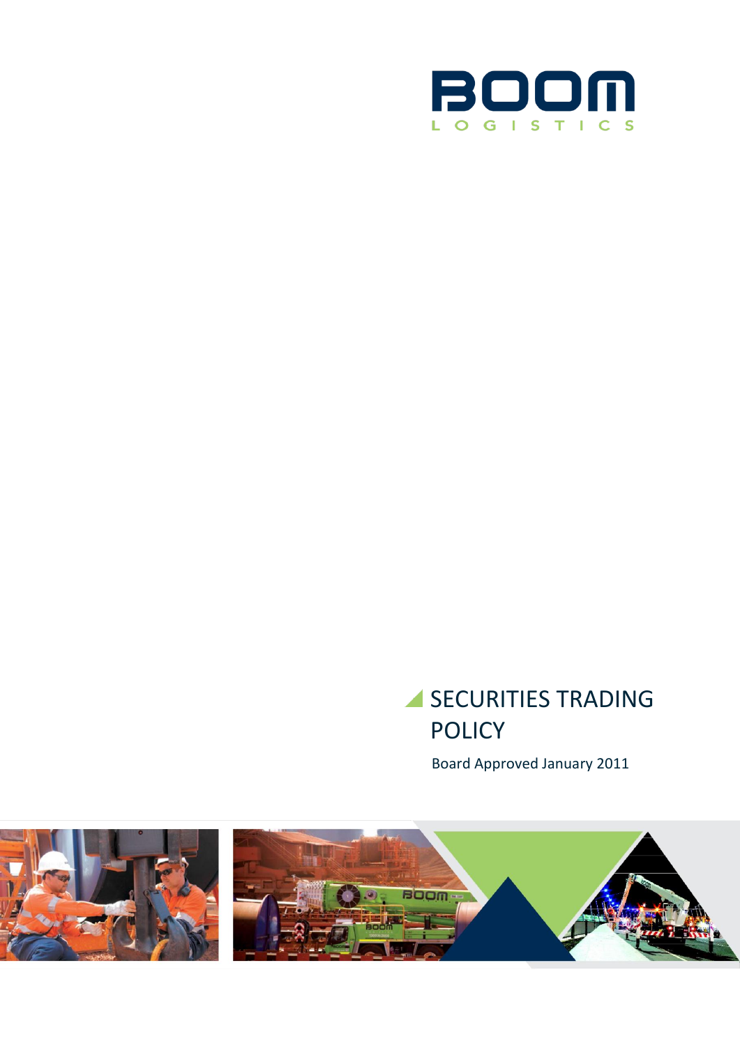BOOM

LOGISTICS

# SECURITIES TRADING POLICY

Board Approved January 2011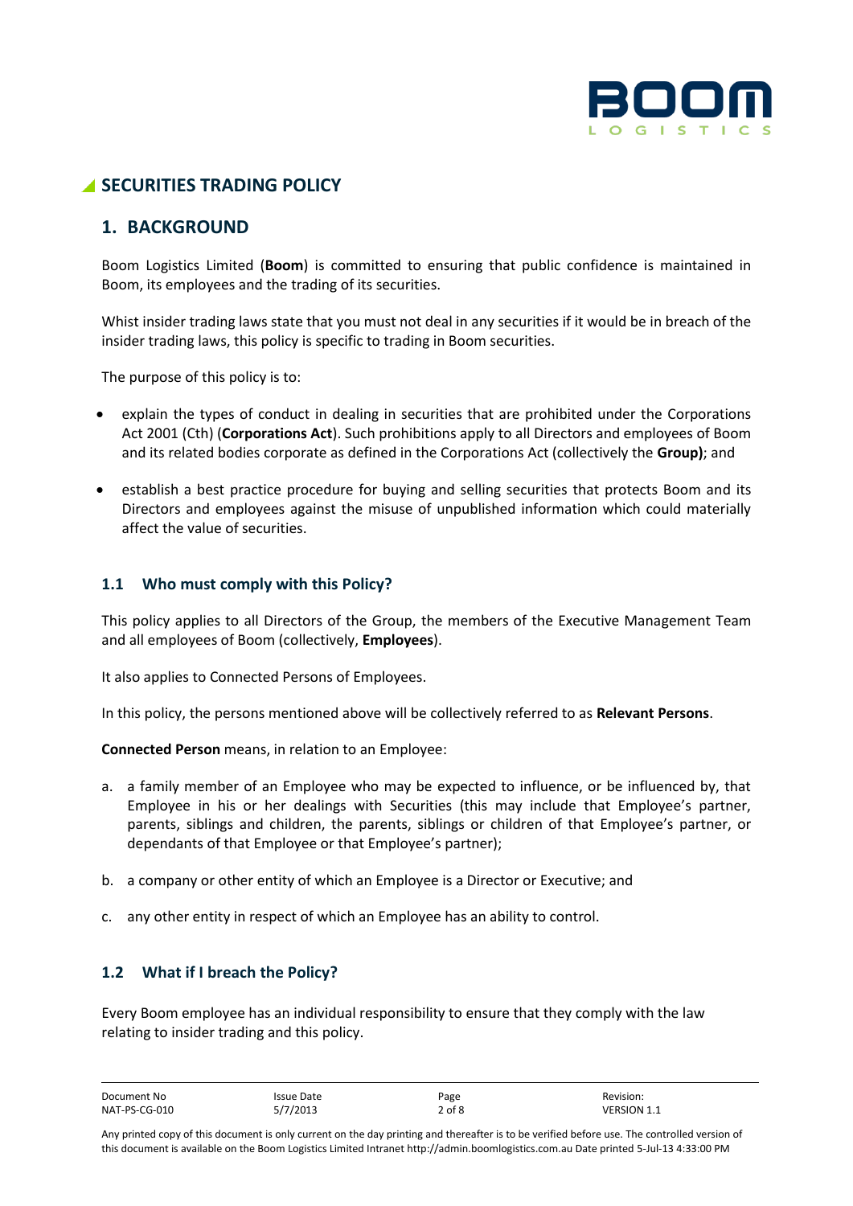# SECURITIES TRADING POLICY

## 1. BACKGROUND

Boom Logistics Limited (**Boom**) is committed to ensuring that public confidence is maintained in Boom, its employees and the trading of its securities.

Whist insider trading laws state that you must not deal in any securities if it would be in breach of the insider trading laws, this policy is specific to trading in Boom securities.

The purpose of this policy is to:

- explain the types of conduct in dealing in securities that are prohibited under the Corporations Act 2001 (Cth) (**Corporations Act**). Such prohibitions apply to all Directors and employees of Boom and its related bodies corporate as defined in the Corporations Act (collectively the **Group)**; and
- establish a best practice procedure for buying and selling securities that protects Boom and its Directors and employees against the misuse of unpublished information which could materially affect the value of securities.

### 1.1 Who must comply with this Policy?

This policy applies to all Directors of the Group, the members of the Executive Management Team and all employees of Boom (collectively, **Employees**).

It also applies to Connected Persons of Employees.

In this policy, the persons mentioned above will be collectively referred to as **Relevant Persons**.

**Connected Person** means, in relation to an Employee:

a. a family member of an Employee who may be expected to influence, or be influenced by, that Employee in his or her dealings with Securities (this may include that Employee's partner, parents, siblings and children, the parents, siblings or children of that Employee's partner, or dependants of that Employee or that Employee's partner);

b. a company or other entity of which an Employee is a Director or Executive; and

c. any other entity in respect of which an Employee has an ability to control.

### 1.2 What if I breach the Policy?

Every Boom employee has an individual responsibility to ensure that they comply with the law relating to insider trading and this policy.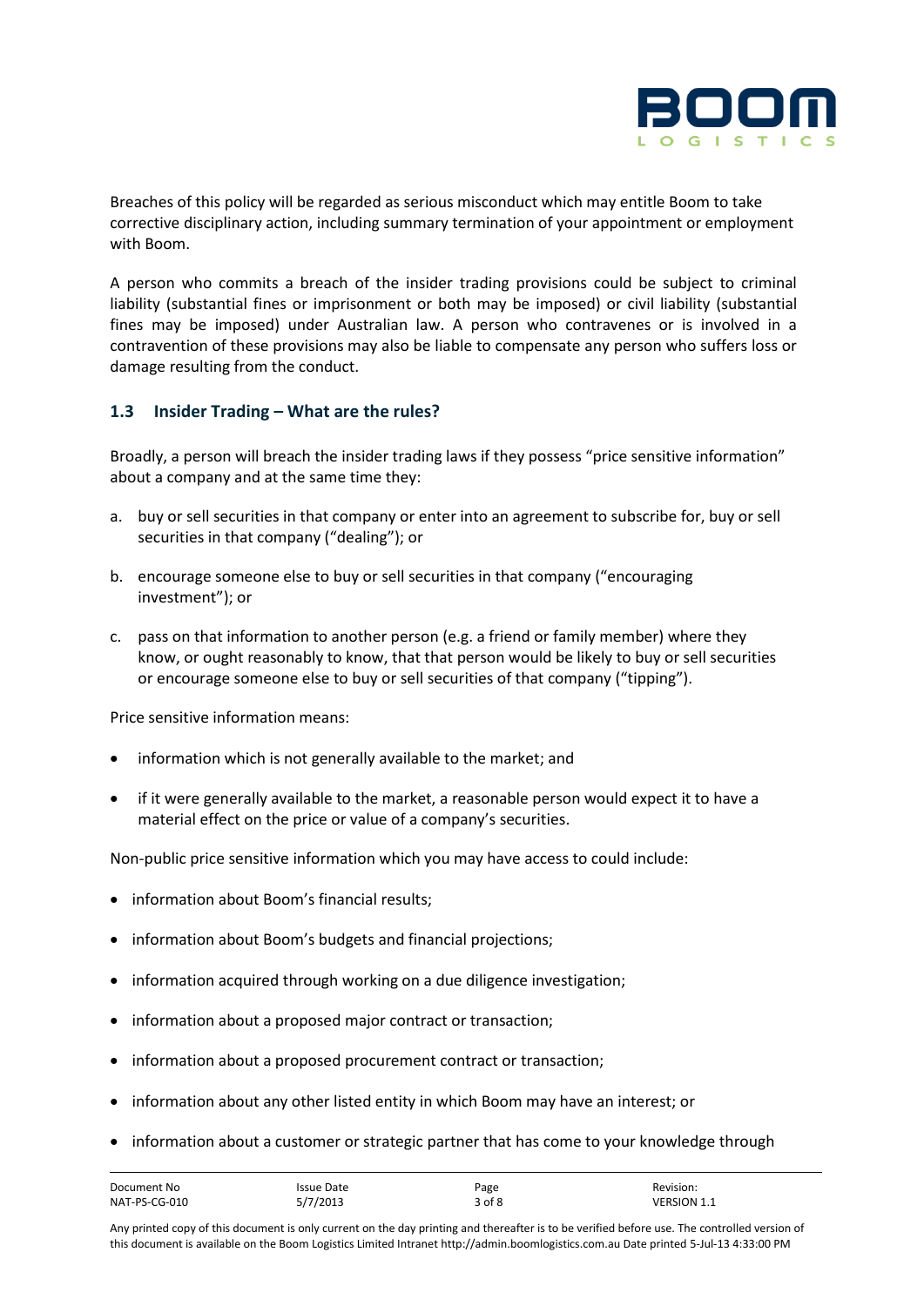Breaches of this policy will be regarded as serious misconduct which may entitle Boom to take corrective disciplinary action, including summary termination of your appointment or employment with Boom.

A person who commits a breach of the insider trading provisions could be subject to criminal liability (substantial fines or imprisonment or both may be imposed) or civil liability (substantial fines may be imposed) under Australian law. A person who contravenes or is involved in a contravention of these provisions may also be liable to compensate any person who suffers loss or damage resulting from the conduct.

## 1.3 Insider Trading – What are the rules?

Broadly, a person will breach the insider trading laws if they possess "price sensitive information" about a company and at the same time they:

a. buy or sell securities in that company or enter into an agreement to subscribe for, buy or sell securities in that company ("dealing"); or

b. encourage someone else to buy or sell securities in that company ("encouraging investment"); or

c. pass on that information to another person (e.g. a friend or family member) where they know, or ought reasonably to know, that that person would be likely to buy or sell securities or encourage someone else to buy or sell securities of that company ("tipping").

Price sensitive information means:

- information which is not generally available to the market; and
- if it were generally available to the market, a reasonable person would expect it to have a material effect on the price or value of a company's securities.

Non-public price sensitive information which you may have access to could include:

- information about Boom's financial results;
- information about Boom's budgets and financial projections;
- information acquired through working on a due diligence investigation;
- information about a proposed major contract or transaction;
- information about a proposed procurement contract or transaction;
- information about any other listed entity in which Boom may have an interest; or
- information about a customer or strategic partner that has come to your knowledge through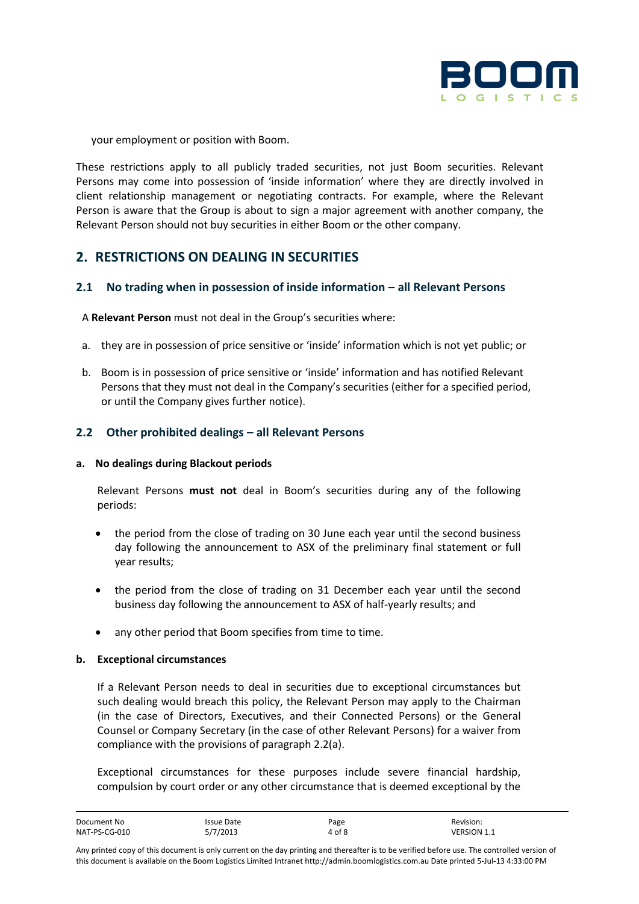your employment or position with Boom.

These restrictions apply to all publicly traded securities, not just Boom securities. Relevant Persons may come into possession of 'inside information' where they are directly involved in client relationship management or negotiating contracts. For example, where the Relevant Person is aware that the Group is about to sign a major agreement with another company, the Relevant Person should not buy securities in either Boom or the other company.

## 2. RESTRICTIONS ON DEALING IN SECURITIES

### 2.1 No trading when in possession of inside information – all Relevant Persons

A **Relevant Person** must not deal in the Group's securities where:

a. they are in possession of price sensitive or 'inside' information which is not yet public; or

b. Boom is in possession of price sensitive or 'inside' information and has notified Relevant Persons that they must not deal in the Company's securities (either for a specified period, or until the Company gives further notice).

### 2.2 Other prohibited dealings – all Relevant Persons

**a. No dealings during Blackout periods**

Relevant Persons **must not** deal in Boom's securities during any of the following periods:

- the period from the close of trading on 30 June each year until the second business day following the announcement to ASX of the preliminary final statement or full year results;
- the period from the close of trading on 31 December each year until the second business day following the announcement to ASX of half-yearly results; and
- any other period that Boom specifies from time to time.

**b. Exceptional circumstances**

If a Relevant Person needs to deal in securities due to exceptional circumstances but such dealing would breach this policy, the Relevant Person may apply to the Chairman (in the case of Directors, Executives, and their Connected Persons) or the General Counsel or Company Secretary (in the case of other Relevant Persons) for a waiver from compliance with the provisions of paragraph 2.2(a).

Exceptional circumstances for these purposes include severe financial hardship, compulsion by court order or any other circumstance that is deemed exceptional by the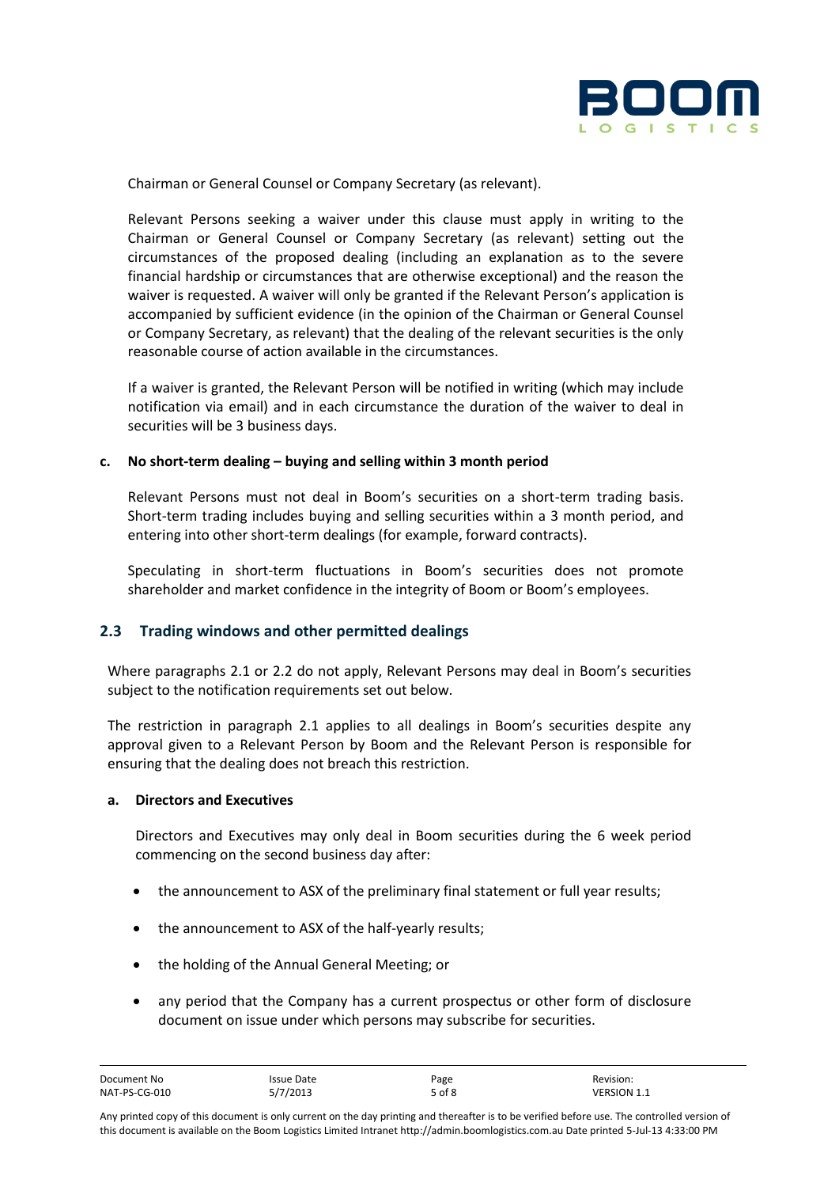Chairman or General Counsel or Company Secretary (as relevant).

Relevant Persons seeking a waiver under this clause must apply in writing to the Chairman or General Counsel or Company Secretary (as relevant) setting out the circumstances of the proposed dealing (including an explanation as to the severe financial hardship or circumstances that are otherwise exceptional) and the reason the waiver is requested. A waiver will only be granted if the Relevant Person's application is accompanied by sufficient evidence (in the opinion of the Chairman or General Counsel or Company Secretary, as relevant) that the dealing of the relevant securities is the only reasonable course of action available in the circumstances.

If a waiver is granted, the Relevant Person will be notified in writing (which may include notification via email) and in each circumstance the duration of the waiver to deal in securities will be 3 business days.

**c. No short-term dealing – buying and selling within 3 month period**

Relevant Persons must not deal in Boom's securities on a short-term trading basis. Short-term trading includes buying and selling securities within a 3 month period, and entering into other short-term dealings (for example, forward contracts).

Speculating in short-term fluctuations in Boom's securities does not promote shareholder and market confidence in the integrity of Boom or Boom's employees.

## 2.3 Trading windows and other permitted dealings

Where paragraphs 2.1 or 2.2 do not apply, Relevant Persons may deal in Boom's securities subject to the notification requirements set out below.

The restriction in paragraph 2.1 applies to all dealings in Boom's securities despite any approval given to a Relevant Person by Boom and the Relevant Person is responsible for ensuring that the dealing does not breach this restriction.

**a. Directors and Executives**

Directors and Executives may only deal in Boom securities during the 6 week period commencing on the second business day after:

- the announcement to ASX of the preliminary final statement or full year results;
- the announcement to ASX of the half-yearly results;
- the holding of the Annual General Meeting; or
- any period that the Company has a current prospectus or other form of disclosure document on issue under which persons may subscribe for securities.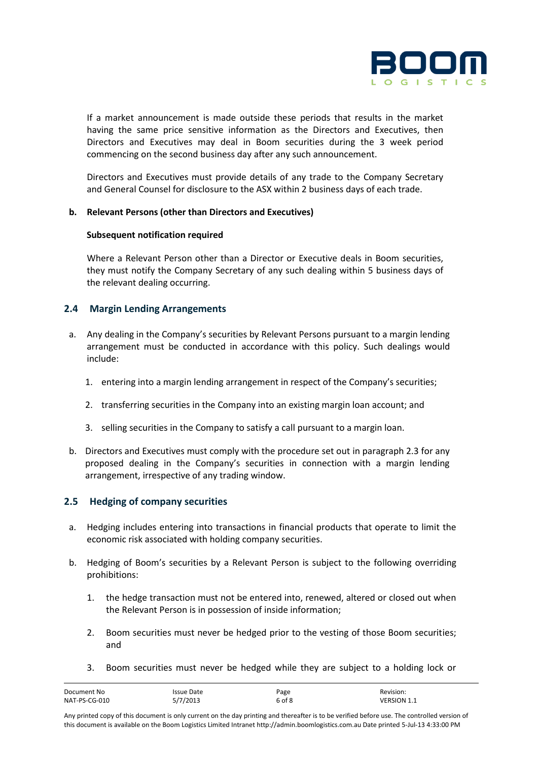If a market announcement is made outside these periods that results in the market having the same price sensitive information as the Directors and Executives, then Directors and Executives may deal in Boom securities during the 3 week period commencing on the second business day after any such announcement.

Directors and Executives must provide details of any trade to the Company Secretary and General Counsel for disclosure to the ASX within 2 business days of each trade.

**b. Relevant Persons (other than Directors and Executives)**

**Subsequent notification required**

Where a Relevant Person other than a Director or Executive deals in Boom securities, they must notify the Company Secretary of any such dealing within 5 business days of the relevant dealing occurring.

## 2.4 Margin Lending Arrangements

a. Any dealing in the Company's securities by Relevant Persons pursuant to a margin lending arrangement must be conducted in accordance with this policy. Such dealings would include:

   1. entering into a margin lending arrangement in respect of the Company's securities;
   2. transferring securities in the Company into an existing margin loan account; and
   3. selling securities in the Company to satisfy a call pursuant to a margin loan.

b. Directors and Executives must comply with the procedure set out in paragraph 2.3 for any proposed dealing in the Company's securities in connection with a margin lending arrangement, irrespective of any trading window.

## 2.5 Hedging of company securities

a. Hedging includes entering into transactions in financial products that operate to limit the economic risk associated with holding company securities.

b. Hedging of Boom's securities by a Relevant Person is subject to the following overriding prohibitions:

   1. the hedge transaction must not be entered into, renewed, altered or closed out when the Relevant Person is in possession of inside information;
   2. Boom securities must never be hedged prior to the vesting of those Boom securities; and
   3. Boom securities must never be hedged while they are subject to a holding lock or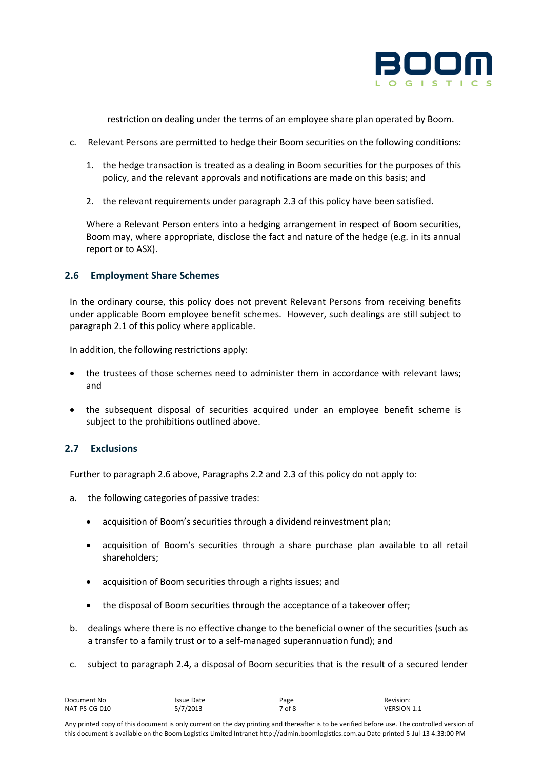restriction on dealing under the terms of an employee share plan operated by Boom.

c. Relevant Persons are permitted to hedge their Boom securities on the following conditions:

   1. the hedge transaction is treated as a dealing in Boom securities for the purposes of this policy, and the relevant approvals and notifications are made on this basis; and

   2. the relevant requirements under paragraph 2.3 of this policy have been satisfied.

   Where a Relevant Person enters into a hedging arrangement in respect of Boom securities, Boom may, where appropriate, disclose the fact and nature of the hedge (e.g. in its annual report or to ASX).

### 2.6 Employment Share Schemes

In the ordinary course, this policy does not prevent Relevant Persons from receiving benefits under applicable Boom employee benefit schemes. However, such dealings are still subject to paragraph 2.1 of this policy where applicable.

In addition, the following restrictions apply:

- the trustees of those schemes need to administer them in accordance with relevant laws; and

- the subsequent disposal of securities acquired under an employee benefit scheme is subject to the prohibitions outlined above.

### 2.7 Exclusions

Further to paragraph 2.6 above, Paragraphs 2.2 and 2.3 of this policy do not apply to:

a. the following categories of passive trades:

   - acquisition of Boom's securities through a dividend reinvestment plan;

   - acquisition of Boom's securities through a share purchase plan available to all retail shareholders;

   - acquisition of Boom securities through a rights issues; and

   - the disposal of Boom securities through the acceptance of a takeover offer;

b. dealings where there is no effective change to the beneficial owner of the securities (such as a transfer to a family trust or to a self-managed superannuation fund); and

c. subject to paragraph 2.4, a disposal of Boom securities that is the result of a secured lender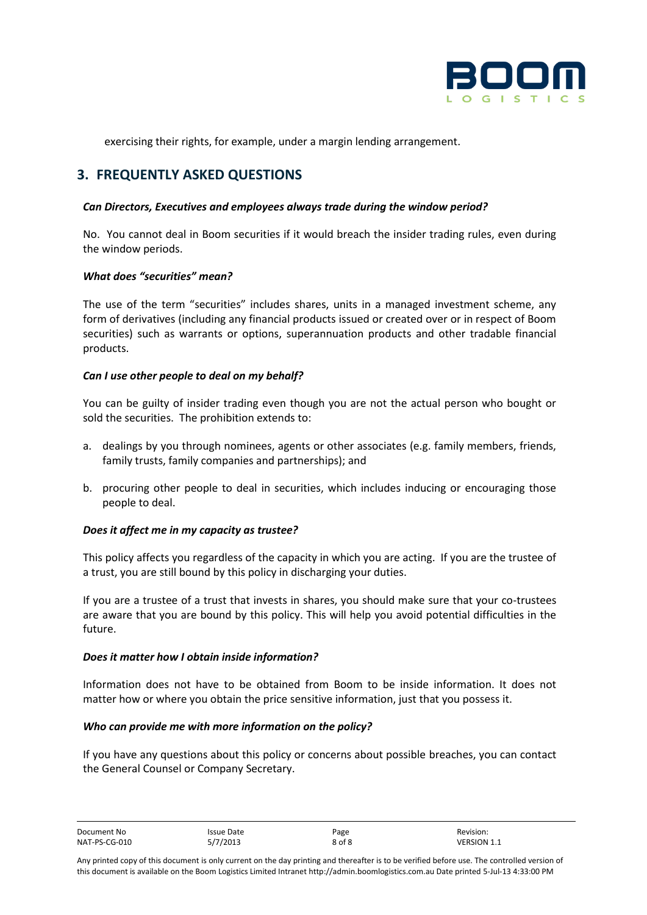exercising their rights, for example, under a margin lending arrangement.

## 3. FREQUENTLY ASKED QUESTIONS

***Can Directors, Executives and employees always trade during the window period?***

No. You cannot deal in Boom securities if it would breach the insider trading rules, even during the window periods.

***What does "securities" mean?***

The use of the term "securities" includes shares, units in a managed investment scheme, any form of derivatives (including any financial products issued or created over or in respect of Boom securities) such as warrants or options, superannuation products and other tradable financial products.

***Can I use other people to deal on my behalf?***

You can be guilty of insider trading even though you are not the actual person who bought or sold the securities. The prohibition extends to:

a. dealings by you through nominees, agents or other associates (e.g. family members, friends, family trusts, family companies and partnerships); and

b. procuring other people to deal in securities, which includes inducing or encouraging those people to deal.

***Does it affect me in my capacity as trustee?***

This policy affects you regardless of the capacity in which you are acting. If you are the trustee of a trust, you are still bound by this policy in discharging your duties.

If you are a trustee of a trust that invests in shares, you should make sure that your co-trustees are aware that you are bound by this policy. This will help you avoid potential difficulties in the future.

***Does it matter how I obtain inside information?***

Information does not have to be obtained from Boom to be inside information. It does not matter how or where you obtain the price sensitive information, just that you possess it.

***Who can provide me with more information on the policy?***

If you have any questions about this policy or concerns about possible breaches, you can contact the General Counsel or Company Secretary.